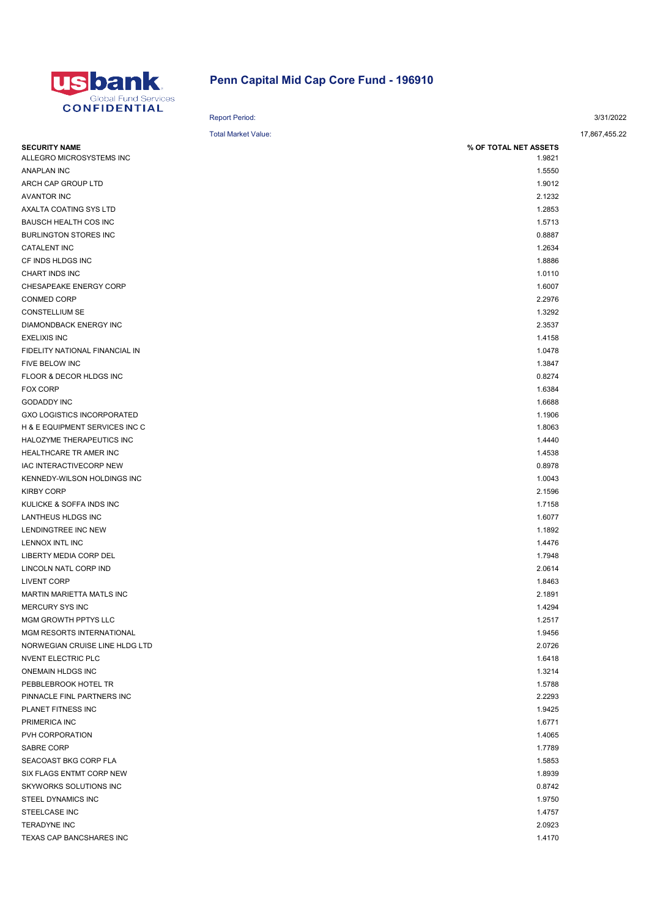# Penn Capital Mid Cap Core Fund - 196910

Report Period: 3/31/2022

Total Market Value: 17,867,455.22

| SECURITY NAME | % OF TOTAL NET ASSETS |
|---|---|
| ALLEGRO MICROSYSTEMS INC | 1.9821 |
| ANAPLAN INC | 1.5550 |
| ARCH CAP GROUP LTD | 1.9012 |
| AVANTOR INC | 2.1232 |
| AXALTA COATING SYS LTD | 1.2853 |
| BAUSCH HEALTH COS INC | 1.5713 |
| BURLINGTON STORES INC | 0.8887 |
| CATALENT INC | 1.2634 |
| CF INDS HLDGS INC | 1.8886 |
| CHART INDS INC | 1.0110 |
| CHESAPEAKE ENERGY CORP | 1.6007 |
| CONMED CORP | 2.2976 |
| CONSTELLIUM SE | 1.3292 |
| DIAMONDBACK ENERGY INC | 2.3537 |
| EXELIXIS INC | 1.4158 |
| FIDELITY NATIONAL FINANCIAL IN | 1.0478 |
| FIVE BELOW INC | 1.3847 |
| FLOOR & DECOR HLDGS INC | 0.8274 |
| FOX CORP | 1.6384 |
| GODADDY INC | 1.6688 |
| GXO LOGISTICS INCORPORATED | 1.1906 |
| H & E EQUIPMENT SERVICES INC C | 1.8063 |
| HALOZYME THERAPEUTICS INC | 1.4440 |
| HEALTHCARE TR AMER INC | 1.4538 |
| IAC INTERACTIVECORP NEW | 0.8978 |
| KENNEDY-WILSON HOLDINGS INC | 1.0043 |
| KIRBY CORP | 2.1596 |
| KULICKE & SOFFA INDS INC | 1.7158 |
| LANTHEUS HLDGS INC | 1.6077 |
| LENDINGTREE INC NEW | 1.1892 |
| LENNOX INTL INC | 1.4476 |
| LIBERTY MEDIA CORP DEL | 1.7948 |
| LINCOLN NATL CORP IND | 2.0614 |
| LIVENT CORP | 1.8463 |
| MARTIN MARIETTA MATLS INC | 2.1891 |
| MERCURY SYS INC | 1.4294 |
| MGM GROWTH PPTYS LLC | 1.2517 |
| MGM RESORTS INTERNATIONAL | 1.9456 |
| NORWEGIAN CRUISE LINE HLDG LTD | 2.0726 |
| NVENT ELECTRIC PLC | 1.6418 |
| ONEMAIN HLDGS INC | 1.3214 |
| PEBBLEBROOK HOTEL TR | 1.5788 |
| PINNACLE FINL PARTNERS INC | 2.2293 |
| PLANET FITNESS INC | 1.9425 |
| PRIMERICA INC | 1.6771 |
| PVH CORPORATION | 1.4065 |
| SABRE CORP | 1.7789 |
| SEACOAST BKG CORP FLA | 1.5853 |
| SIX FLAGS ENTMT CORP NEW | 1.8939 |
| SKYWORKS SOLUTIONS INC | 0.8742 |
| STEEL DYNAMICS INC | 1.9750 |
| STEELCASE INC | 1.4757 |
| TERADYNE INC | 2.0923 |
| TEXAS CAP BANCSHARES INC | 1.4170 |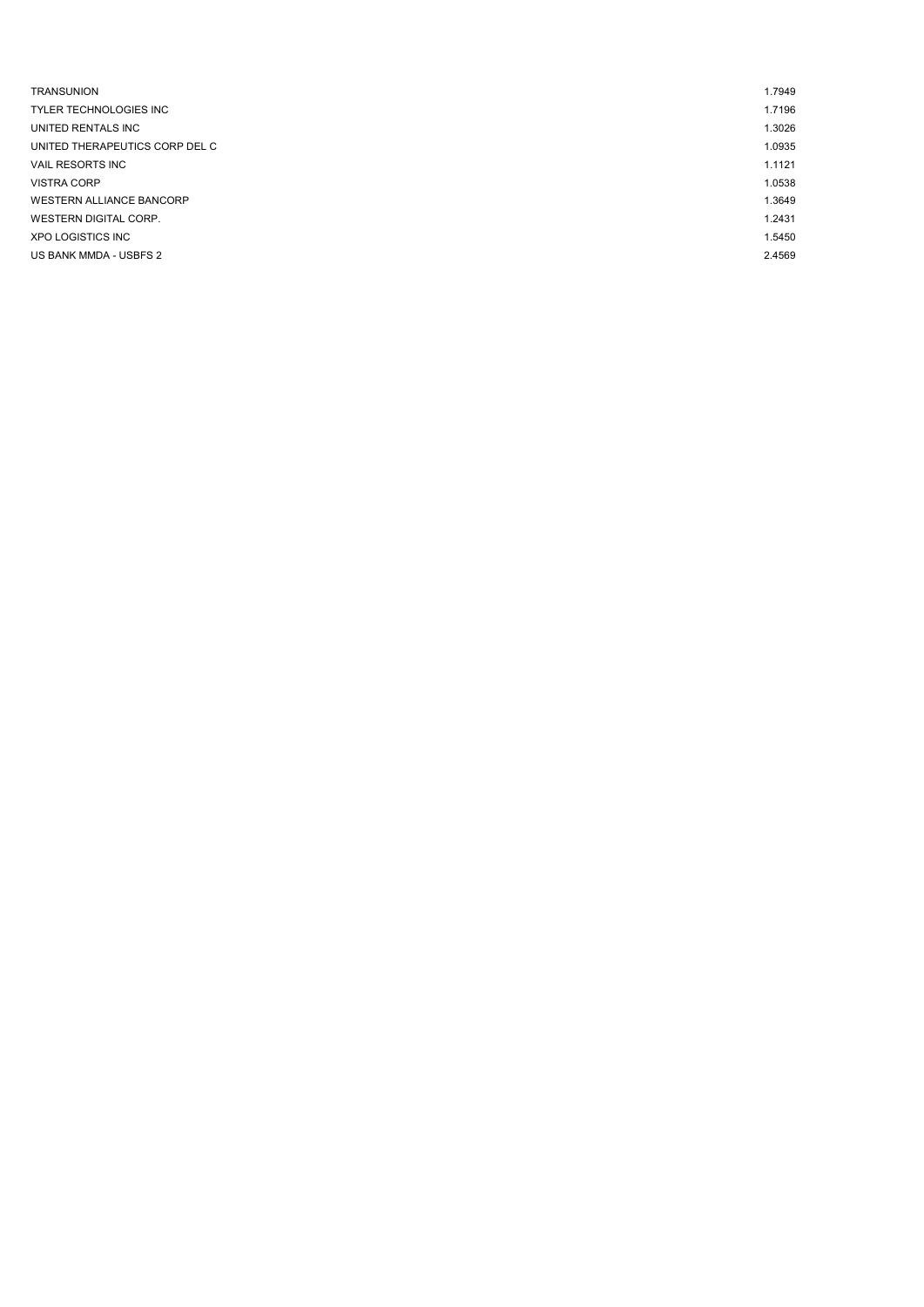| | |
|---|---|
| TRANSUNION | 1.7949 |
| TYLER TECHNOLOGIES INC | 1.7196 |
| UNITED RENTALS INC | 1.3026 |
| UNITED THERAPEUTICS CORP DEL C | 1.0935 |
| VAIL RESORTS INC | 1.1121 |
| VISTRA CORP | 1.0538 |
| WESTERN ALLIANCE BANCORP | 1.3649 |
| WESTERN DIGITAL CORP. | 1.2431 |
| XPO LOGISTICS INC | 1.5450 |
| US BANK MMDA - USBFS 2 | 2.4569 |